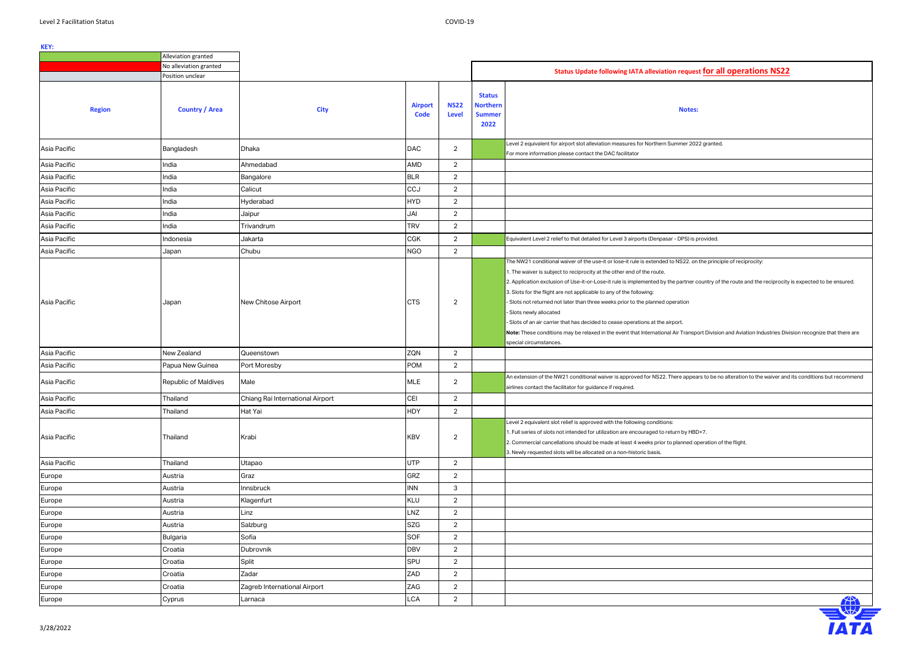**KEY:**

| Color | Meaning |
|---|---|
| Green | Alleviation granted |
| Red | No alleviation granted |
| Grey | Position unclear |

## Status Update following IATA alleviation request for all operations NS22

| Region | Country / Area | City | Airport Code | NS22 Level | Status Northern Summer 2022 | Notes: |
|---|---|---|---|---|---|---|
| Asia Pacific | Bangladesh | Dhaka | DAC | 2 | Alleviation granted | Level 2 equivalent for airport slot alleviation measures for Northern Summer 2022 granted. For more information please contact the DAC facilitator |
| Asia Pacific | India | Ahmedabad | AMD | 2 | | |
| Asia Pacific | India | Bangalore | BLR | 2 | | |
| Asia Pacific | India | Calicut | CCJ | 2 | | |
| Asia Pacific | India | Hyderabad | HYD | 2 | | |
| Asia Pacific | India | Jaipur | JAI | 2 | | |
| Asia Pacific | India | Trivandrum | TRV | 2 | | |
| Asia Pacific | Indonesia | Jakarta | CGK | 2 | Alleviation granted | Equivalent Level 2 relief to that detailed for Level 3 airports (Denpasar - DPS) is provided. |
| Asia Pacific | Japan | Chubu | NGO | 2 | | |
| Asia Pacific | Japan | New Chitose Airport | CTS | 2 | Alleviation granted | The NW21 conditional waiver of the use-it or lose-it rule is extended to NS22. on the principle of reciprocity:<br>1. The waiver is subject to reciprocity at the other end of the route.<br>2. Application exclusion of Use-it-or-Lose-it rule is implemented by the partner country of the route and the reciprocity is expected to be ensured.<br>3. Slots for the flight are not applicable to any of the following:<br>- Slots not returned not later than three weeks prior to the planned operation<br>- Slots newly allocated<br>- Slots of an air carrier that has decided to cease operations at the airport.<br>**Note:** These conditions may be relaxed in the event that International Air Transport Division and Aviation Industries Division recognize that there are special circumstances. |
| Asia Pacific | New Zealand | Queenstown | ZQN | 2 | | |
| Asia Pacific | Papua New Guinea | Port Moresby | POM | 2 | | |
| Asia Pacific | Republic of Maldives | Male | MLE | 2 | Alleviation granted | An extension of the NW21 conditional waiver is approved for NS22. There appears to be no alteration to the waiver and its conditions but recommend airlines contact the facilitator for guidance if required. |
| Asia Pacific | Thailand | Chiang Rai International Airport | CEI | 2 | | |
| Asia Pacific | Thailand | Hat Yai | HDY | 2 | | |
| Asia Pacific | Thailand | Krabi | KBV | 2 | Alleviation granted | Level 2 equivalent slot relief is approved with the following conditions:<br>1. Full series of slots not intended for utilization are encouraged to return by HBD+7.<br>2. Commercial cancellations should be made at least 4 weeks prior to planned operation of the flight.<br>3. Newly requested slots will be allocated on a non-historic basis. |
| Asia Pacific | Thailand | Utapao | UTP | 2 | | |
| Europe | Austria | Graz | GRZ | 2 | | |
| Europe | Austria | Innsbruck | INN | 3 | | |
| Europe | Austria | Klagenfurt | KLU | 2 | | |
| Europe | Austria | Linz | LNZ | 2 | | |
| Europe | Austria | Salzburg | SZG | 2 | | |
| Europe | Bulgaria | Sofia | SOF | 2 | | |
| Europe | Croatia | Dubrovnik | DBV | 2 | | |
| Europe | Croatia | Split | SPU | 2 | | |
| Europe | Croatia | Zadar | ZAD | 2 | | |
| Europe | Croatia | Zagreb International Airport | ZAG | 2 | | |
| Europe | Cyprus | Larnaca | LCA | 2 | | |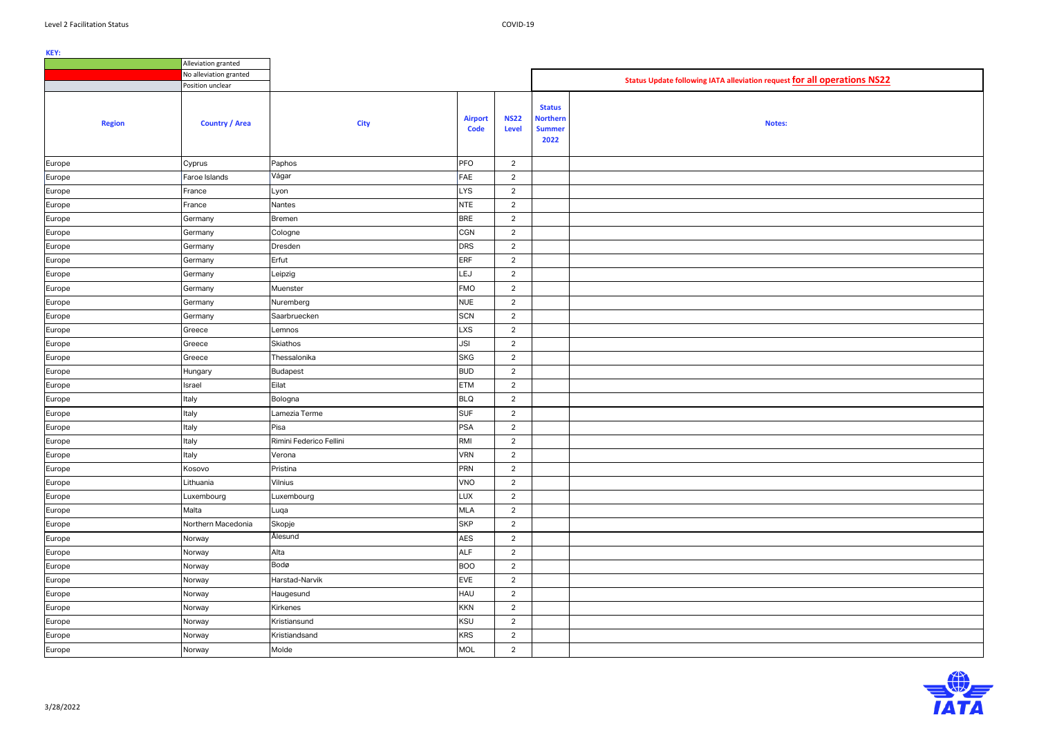**KEY:**

| | |
|---|---|
| | Alleviation granted |
| | No alleviation granted |
| | Position unclear |

**Status Update following IATA alleviation request for all operations NS22**

| Region | Country / Area | City | Airport Code | NS22 Level | Status Northern Summer 2022 | Notes: |
|---|---|---|---|---|---|---|
| Europe | Cyprus | Paphos | PFO | 2 | | |
| Europe | Faroe Islands | Vágar | FAE | 2 | | |
| Europe | France | Lyon | LYS | 2 | | |
| Europe | France | Nantes | NTE | 2 | | |
| Europe | Germany | Bremen | BRE | 2 | | |
| Europe | Germany | Cologne | CGN | 2 | | |
| Europe | Germany | Dresden | DRS | 2 | | |
| Europe | Germany | Erfut | ERF | 2 | | |
| Europe | Germany | Leipzig | LEJ | 2 | | |
| Europe | Germany | Muenster | FMO | 2 | | |
| Europe | Germany | Nuremberg | NUE | 2 | | |
| Europe | Germany | Saarbruecken | SCN | 2 | | |
| Europe | Greece | Lemnos | LXS | 2 | | |
| Europe | Greece | Skiathos | JSI | 2 | | |
| Europe | Greece | Thessalonika | SKG | 2 | | |
| Europe | Hungary | Budapest | BUD | 2 | | |
| Europe | Israel | Eilat | ETM | 2 | | |
| Europe | Italy | Bologna | BLQ | 2 | | |
| Europe | Italy | Lamezia Terme | SUF | 2 | | |
| Europe | Italy | Pisa | PSA | 2 | | |
| Europe | Italy | Rimini Federico Fellini | RMI | 2 | | |
| Europe | Italy | Verona | VRN | 2 | | |
| Europe | Kosovo | Pristina | PRN | 2 | | |
| Europe | Lithuania | Vilnius | VNO | 2 | | |
| Europe | Luxembourg | Luxembourg | LUX | 2 | | |
| Europe | Malta | Luqa | MLA | 2 | | |
| Europe | Northern Macedonia | Skopje | SKP | 2 | | |
| Europe | Norway | Ålesund | AES | 2 | | |
| Europe | Norway | Alta | ALF | 2 | | |
| Europe | Norway | Bodø | BOO | 2 | | |
| Europe | Norway | Harstad-Narvik | EVE | 2 | | |
| Europe | Norway | Haugesund | HAU | 2 | | |
| Europe | Norway | Kirkenes | KKN | 2 | | |
| Europe | Norway | Kristiansund | KSU | 2 | | |
| Europe | Norway | Kristiandsand | KRS | 2 | | |
| Europe | Norway | Molde | MOL | 2 | | |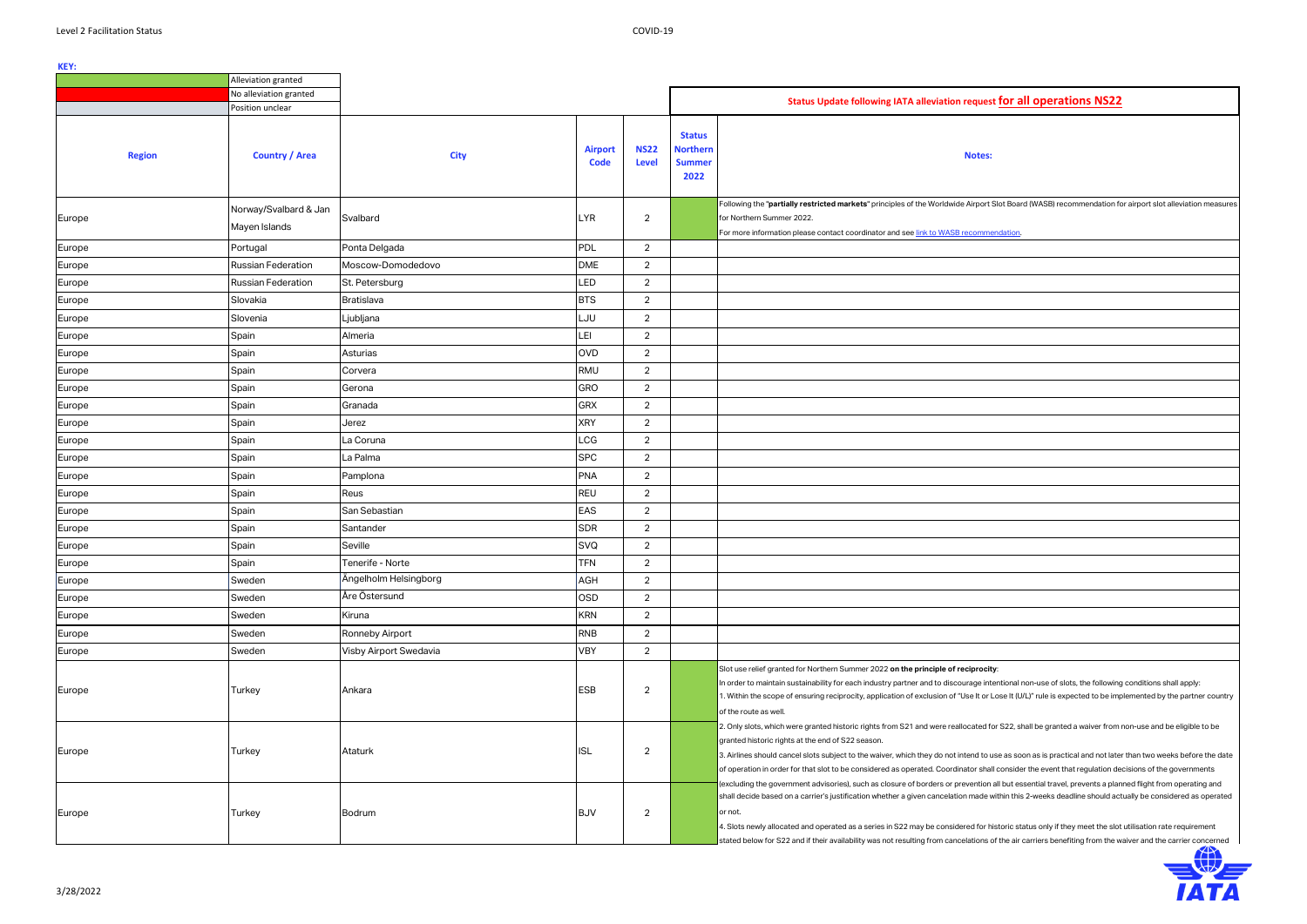**KEY:**

| | |
|---|---|
| (green) | Alleviation granted |
| (red) | No alleviation granted |
| (grey) | Position unclear |

**Status Update following IATA alleviation request for all operations NS22**

| Region | Country / Area | City | Airport Code | NS22 Level | Status Northern Summer 2022 | Notes: |
|---|---|---|---|---|---|---|
| Europe | Norway/Svalbard & Jan Mayen Islands | Svalbard | LYR | 2 | (green) | Following the "**partially restricted markets**" principles of the Worldwide Airport Slot Board (WASB) recommendation for airport slot alleviation measures for Northern Summer 2022. For more information please contact coordinator and see link to WASB recommendation. |
| Europe | Portugal | Ponta Delgada | PDL | 2 | | |
| Europe | Russian Federation | Moscow-Domodedovo | DME | 2 | | |
| Europe | Russian Federation | St. Petersburg | LED | 2 | | |
| Europe | Slovakia | Bratislava | BTS | 2 | | |
| Europe | Slovenia | Ljubljana | LJU | 2 | | |
| Europe | Spain | Almeria | LEI | 2 | | |
| Europe | Spain | Asturias | OVD | 2 | | |
| Europe | Spain | Corvera | RMU | 2 | | |
| Europe | Spain | Gerona | GRO | 2 | | |
| Europe | Spain | Granada | GRX | 2 | | |
| Europe | Spain | Jerez | XRY | 2 | | |
| Europe | Spain | La Coruna | LCG | 2 | | |
| Europe | Spain | La Palma | SPC | 2 | | |
| Europe | Spain | Pamplona | PNA | 2 | | |
| Europe | Spain | Reus | REU | 2 | | |
| Europe | Spain | San Sebastian | EAS | 2 | | |
| Europe | Spain | Santander | SDR | 2 | | |
| Europe | Spain | Seville | SVQ | 2 | | |
| Europe | Spain | Tenerife - Norte | TFN | 2 | | |
| Europe | Sweden | Ängelholm Helsingborg | AGH | 2 | | |
| Europe | Sweden | Åre Östersund | OSD | 2 | | |
| Europe | Sweden | Kiruna | KRN | 2 | | |
| Europe | Sweden | Ronneby Airport | RNB | 2 | | |
| Europe | Sweden | Visby Airport Swedavia | VBY | 2 | | |
| Europe | Turkey | Ankara | ESB | 2 | (green) | Slot use relief granted for Northern Summer 2022 **on the principle of reciprocity**: In order to maintain sustainability for each industry partner and to discourage intentional non-use of slots, the following conditions shall apply: 1. Within the scope of ensuring reciprocity, application of exclusion of "Use It or Lose It (U/L)" rule is expected to be implemented by the partner country of the route as well. 2. Only slots, which were granted historic rights from S21 and were reallocated for S22, shall be granted a waiver from non-use and be eligible to be granted historic rights at the end of S22 season. 3. Airlines should cancel slots subject to the waiver, which they do not intend to use as soon as is practical and not later than two weeks before the date of operation in order for that slot to be considered as operated. Coordinator shall consider the event that regulation decisions of the governments (excluding the government advisories), such as closure of borders or prevention all but essential travel, prevents a planned flight from operating and shall decide based on a carrier's justification whether a given cancellation made within this 2-weeks deadline should actually be considered as operated or not. 4. Slots newly allocated and operated as a series in S22 may be considered for historic status only if they meet the slot utilisation rate requirement stated below for S22 and if their availability was not resulting from cancelations of the air carriers benefiting from the waiver and the carrier concerned |
| Europe | Turkey | Ataturk | ISL | 2 | (green) | |
| Europe | Turkey | Bodrum | BJV | 2 | (green) | |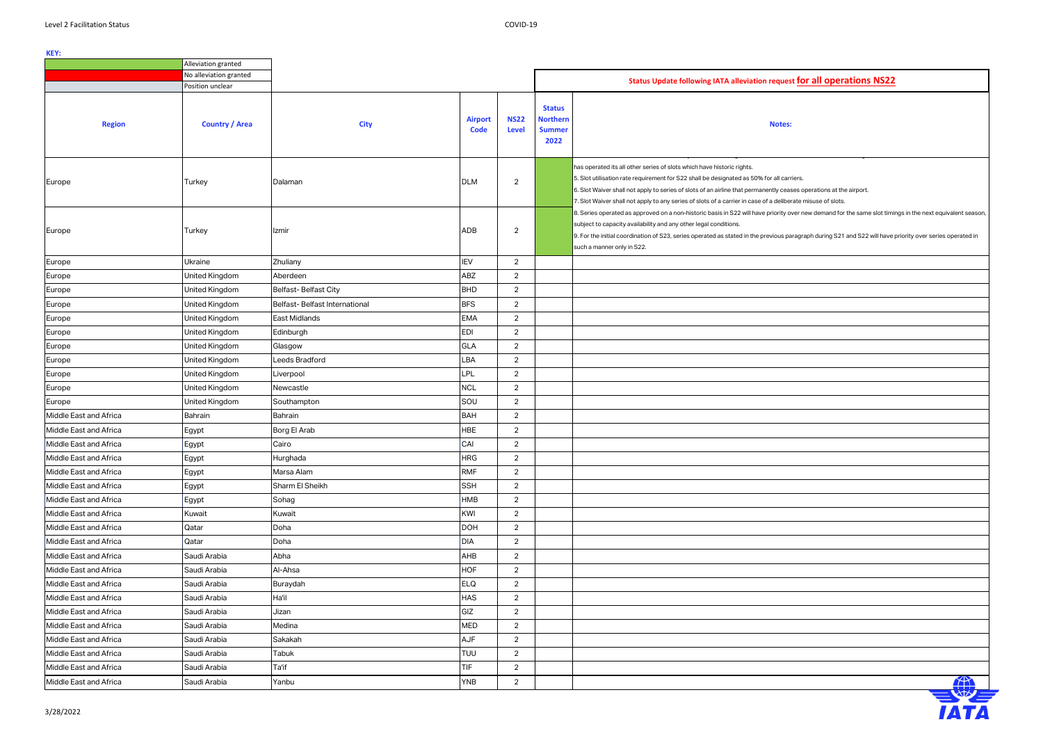**KEY:**

| | |
|---|---|
| (green) | Alleviation granted |
| (red) | No alleviation granted |
| (grey) | Position unclear |

**Status Update following IATA alleviation request for all operations NS22**

| Region | Country / Area | City | Airport Code | NS22 Level | Status Northern Summer 2022 | Notes: |
|---|---|---|---|---|---|---|
| Europe | Turkey | Dalaman | DLM | 2 | | has operated its all other series of slots which have historic rights.<br>5. Slot utilisation rate requirement for S22 shall be designated as 50% for all carriers.<br>6. Slot Waiver shall not apply to series of slots of an airline that permanently ceases operations at the airport.<br>7. Slot Waiver shall not apply to any series of slots of a carrier in case of a deliberate misuse of slots. |
| Europe | Turkey | Izmir | ADB | 2 | | 8. Series operated as approved on a non-historic basis in S22 will have priority over new demand for the same slot timings in the next equivalent season, subject to capacity availability and any other legal conditions.<br>9. For the initial coordination of S23, series operated as stated in the previous paragraph during S21 and S22 will have priority over series operated in such a manner only in S22. |
| Europe | Ukraine | Zhuliany | IEV | 2 | | |
| Europe | United Kingdom | Aberdeen | ABZ | 2 | | |
| Europe | United Kingdom | Belfast- Belfast City | BHD | 2 | | |
| Europe | United Kingdom | Belfast- Belfast International | BFS | 2 | | |
| Europe | United Kingdom | East Midlands | EMA | 2 | | |
| Europe | United Kingdom | Edinburgh | EDI | 2 | | |
| Europe | United Kingdom | Glasgow | GLA | 2 | | |
| Europe | United Kingdom | Leeds Bradford | LBA | 2 | | |
| Europe | United Kingdom | Liverpool | LPL | 2 | | |
| Europe | United Kingdom | Newcastle | NCL | 2 | | |
| Europe | United Kingdom | Southampton | SOU | 2 | | |
| Middle East and Africa | Bahrain | Bahrain | BAH | 2 | | |
| Middle East and Africa | Egypt | Borg El Arab | HBE | 2 | | |
| Middle East and Africa | Egypt | Cairo | CAI | 2 | | |
| Middle East and Africa | Egypt | Hurghada | HRG | 2 | | |
| Middle East and Africa | Egypt | Marsa Alam | RMF | 2 | | |
| Middle East and Africa | Egypt | Sharm El Sheikh | SSH | 2 | | |
| Middle East and Africa | Egypt | Sohag | HMB | 2 | | |
| Middle East and Africa | Kuwait | Kuwait | KWI | 2 | | |
| Middle East and Africa | Qatar | Doha | DOH | 2 | | |
| Middle East and Africa | Qatar | Doha | DIA | 2 | | |
| Middle East and Africa | Saudi Arabia | Abha | AHB | 2 | | |
| Middle East and Africa | Saudi Arabia | Al-Ahsa | HOF | 2 | | |
| Middle East and Africa | Saudi Arabia | Buraydah | ELQ | 2 | | |
| Middle East and Africa | Saudi Arabia | Ha'il | HAS | 2 | | |
| Middle East and Africa | Saudi Arabia | Jizan | GIZ | 2 | | |
| Middle East and Africa | Saudi Arabia | Medina | MED | 2 | | |
| Middle East and Africa | Saudi Arabia | Sakakah | AJF | 2 | | |
| Middle East and Africa | Saudi Arabia | Tabuk | TUU | 2 | | |
| Middle East and Africa | Saudi Arabia | Ta'if | TIF | 2 | | |
| Middle East and Africa | Saudi Arabia | Yanbu | YNB | 2 | | |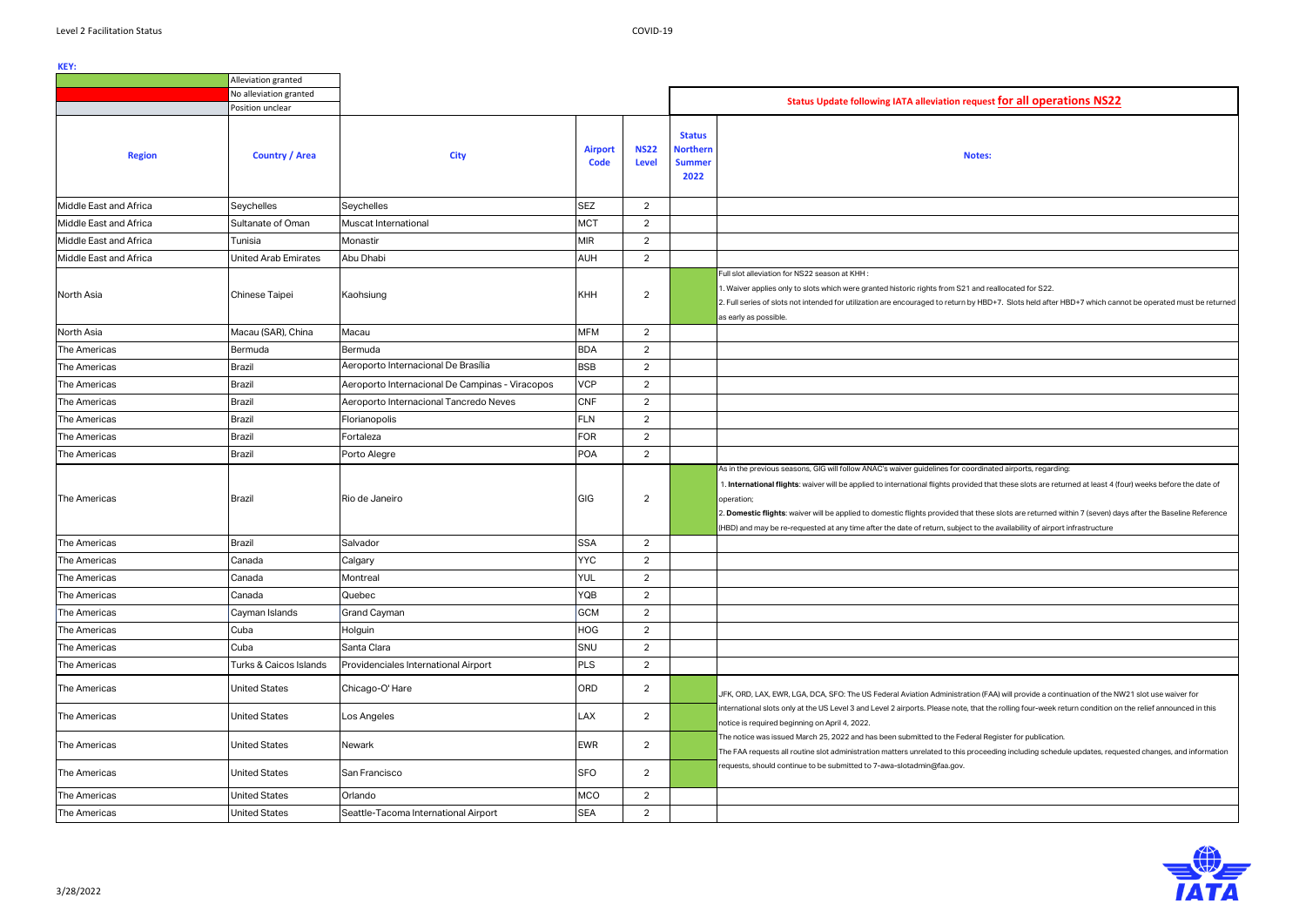**KEY:**

| Color | Meaning |
|---|---|
| Green | Alleviation granted |
| Red | No alleviation granted |
| Grey | Position unclear |

**Status Update following IATA alleviation request for all operations NS22**

| Region | Country / Area | City | Airport Code | NS22 Level | Status Northern Summer 2022 | Notes: |
|---|---|---|---|---|---|---|
| Middle East and Africa | Seychelles | Seychelles | SEZ | 2 | | |
| Middle East and Africa | Sultanate of Oman | Muscat International | MCT | 2 | | |
| Middle East and Africa | Tunisia | Monastir | MIR | 2 | | |
| Middle East and Africa | United Arab Emirates | Abu Dhabi | AUH | 2 | | |
| North Asia | Chinese Taipei | Kaohsiung | KHH | 2 | Alleviation granted | Full slot alleviation for NS22 season at KHH : 1. Waiver applies only to slots which were granted historic rights from S21 and reallocated for S22. 2. Full series of slots not intended for utilization are encouraged to return by HBD+7. Slots held after HBD+7 which cannot be operated must be returned as early as possible. |
| North Asia | Macau (SAR), China | Macau | MFM | 2 | | |
| The Americas | Bermuda | Bermuda | BDA | 2 | | |
| The Americas | Brazil | Aeroporto Internacional De Brasília | BSB | 2 | | |
| The Americas | Brazil | Aeroporto Internacional De Campinas - Viracopos | VCP | 2 | | |
| The Americas | Brazil | Aeroporto Internacional Tancredo Neves | CNF | 2 | | |
| The Americas | Brazil | Florianopolis | FLN | 2 | | |
| The Americas | Brazil | Fortaleza | FOR | 2 | | |
| The Americas | Brazil | Porto Alegre | POA | 2 | | |
| The Americas | Brazil | Rio de Janeiro | GIG | 2 | Alleviation granted | As in the previous seasons, GIG will follow ANAC's waiver guidelines for coordinated airports, regarding: 1. **International flights**: waiver will be applied to international flights provided that these slots are returned at least 4 (four) weeks before the date of operation; 2. **Domestic flights**: waiver will be applied to domestic flights provided that these slots are returned within 7 (seven) days after the Baseline Reference (HBD) and may be re-requested at any time after the date of return, subject to the availability of airport infrastructure |
| The Americas | Brazil | Salvador | SSA | 2 | | |
| The Americas | Canada | Calgary | YYC | 2 | | |
| The Americas | Canada | Montreal | YUL | 2 | | |
| The Americas | Canada | Quebec | YQB | 2 | | |
| The Americas | Cayman Islands | Grand Cayman | GCM | 2 | | |
| The Americas | Cuba | Holguin | HOG | 2 | | |
| The Americas | Cuba | Santa Clara | SNU | 2 | | |
| The Americas | Turks & Caicos Islands | Providenciales International Airport | PLS | 2 | | |
| The Americas | United States | Chicago-O' Hare | ORD | 2 | Alleviation granted | JFK, ORD, LAX, EWR, LGA, DCA, SFO: The US Federal Aviation Administration (FAA) will provide a continuation of the NW21 slot use waiver for international slots only at the US Level 3 and Level 2 airports. Please note, that the rolling four-week return condition on the relief announced in this notice is required beginning on April 4, 2022. The notice was issued March 25, 2022 and has been submitted to the Federal Register for publication. The FAA requests all routine slot administration matters unrelated to this proceeding including schedule updates, requested changes, and information requests, should continue to be submitted to 7-awa-slotadmin@faa.gov. |
| The Americas | United States | Los Angeles | LAX | 2 | Alleviation granted | |
| The Americas | United States | Newark | EWR | 2 | Alleviation granted | |
| The Americas | United States | San Francisco | SFO | 2 | Alleviation granted | |
| The Americas | United States | Orlando | MCO | 2 | | |
| The Americas | United States | Seattle-Tacoma International Airport | SEA | 2 | | |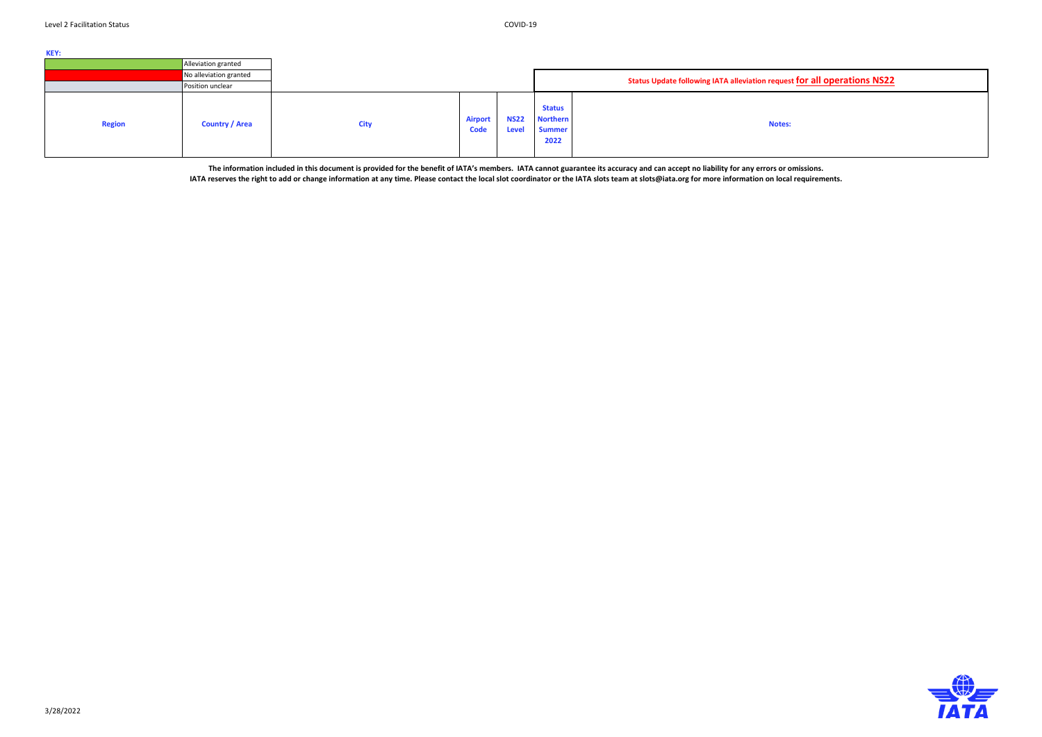**KEY:**

| | |
|---|---|
| | Alleviation granted |
| | No alleviation granted |
| | Position unclear |

| Region | Country / Area | City | Airport Code | NS22 Level | Status Northern Summer 2022 | Notes: |
|---|---|---|---|---|---|---|
| | | | | | Status Update following IATA alleviation request **for all operations NS22** | |

**The information included in this document is provided for the benefit of IATA's members. IATA cannot guarantee its accuracy and can accept no liability for any errors or omissions.**
**IATA reserves the right to add or change information at any time. Please contact the local slot coordinator or the IATA slots team at slots@iata.org for more information on local requirements.**